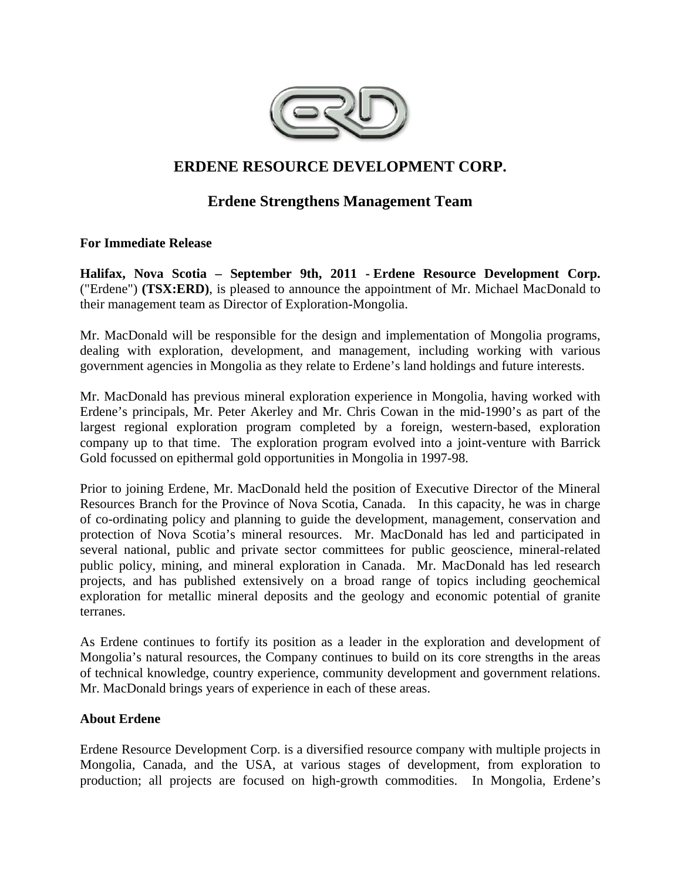# ERDENE RESOURCE DEVELOPMENT CORP.

## Erdene Strengthens Management Team

**For Immediate Release**

**Halifax, Nova Scotia – September 9th, 2011 - Erdene Resource Development Corp.** ("Erdene") **(TSX:ERD)**, is pleased to announce the appointment of Mr. Michael MacDonald to their management team as Director of Exploration-Mongolia.

Mr. MacDonald will be responsible for the design and implementation of Mongolia programs, dealing with exploration, development, and management, including working with various government agencies in Mongolia as they relate to Erdene's land holdings and future interests.

Mr. MacDonald has previous mineral exploration experience in Mongolia, having worked with Erdene's principals, Mr. Peter Akerley and Mr. Chris Cowan in the mid-1990's as part of the largest regional exploration program completed by a foreign, western-based, exploration company up to that time. The exploration program evolved into a joint-venture with Barrick Gold focussed on epithermal gold opportunities in Mongolia in 1997-98.

Prior to joining Erdene, Mr. MacDonald held the position of Executive Director of the Mineral Resources Branch for the Province of Nova Scotia, Canada. In this capacity, he was in charge of co-ordinating policy and planning to guide the development, management, conservation and protection of Nova Scotia's mineral resources. Mr. MacDonald has led and participated in several national, public and private sector committees for public geoscience, mineral-related public policy, mining, and mineral exploration in Canada. Mr. MacDonald has led research projects, and has published extensively on a broad range of topics including geochemical exploration for metallic mineral deposits and the geology and economic potential of granite terranes.

As Erdene continues to fortify its position as a leader in the exploration and development of Mongolia's natural resources, the Company continues to build on its core strengths in the areas of technical knowledge, country experience, community development and government relations. Mr. MacDonald brings years of experience in each of these areas.

**About Erdene**

Erdene Resource Development Corp. is a diversified resource company with multiple projects in Mongolia, Canada, and the USA, at various stages of development, from exploration to production; all projects are focused on high-growth commodities. In Mongolia, Erdene's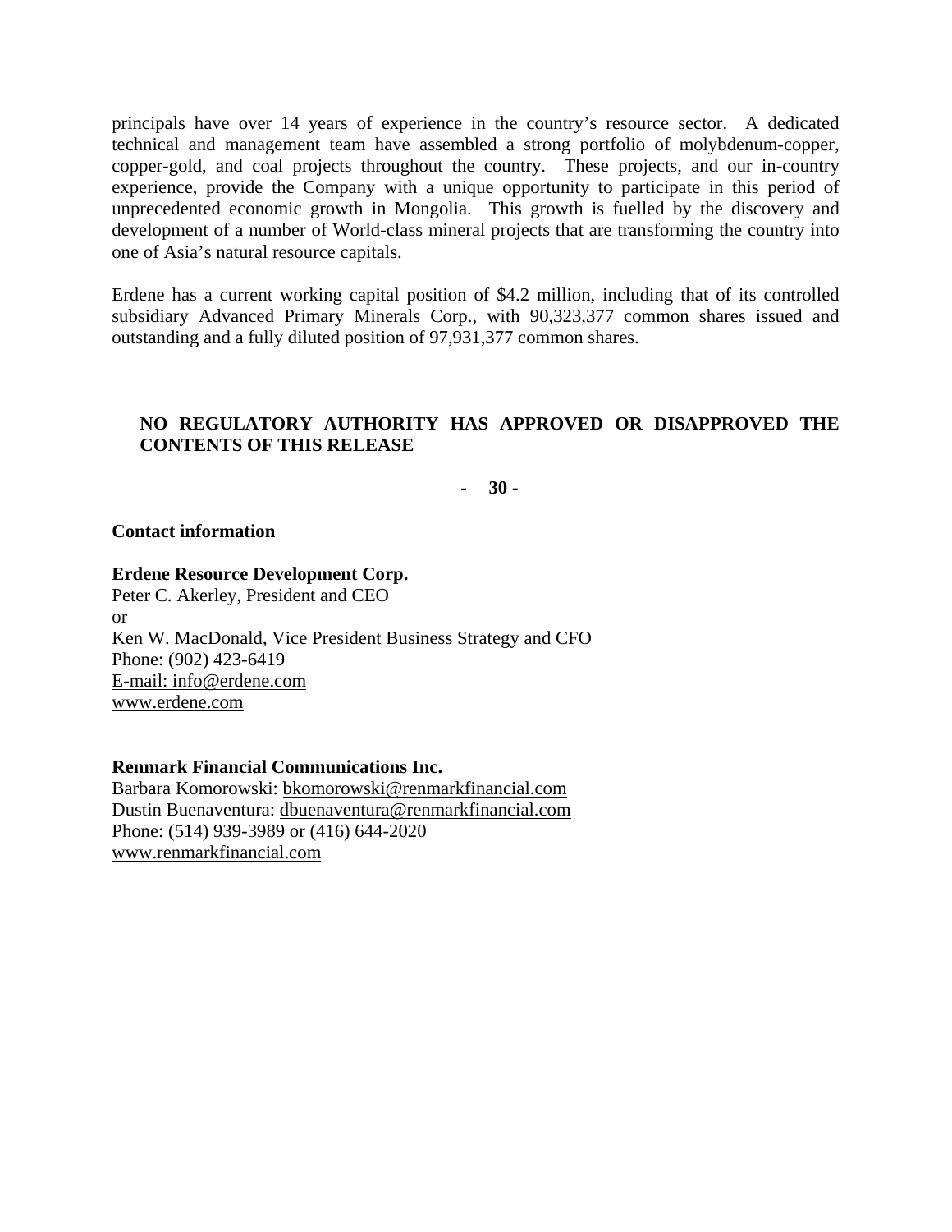principals have over 14 years of experience in the country's resource sector. A dedicated technical and management team have assembled a strong portfolio of molybdenum-copper, copper-gold, and coal projects throughout the country. These projects, and our in-country experience, provide the Company with a unique opportunity to participate in this period of unprecedented economic growth in Mongolia. This growth is fuelled by the discovery and development of a number of World-class mineral projects that are transforming the country into one of Asia's natural resource capitals.

Erdene has a current working capital position of $4.2 million, including that of its controlled subsidiary Advanced Primary Minerals Corp., with 90,323,377 common shares issued and outstanding and a fully diluted position of 97,931,377 common shares.

**NO REGULATORY AUTHORITY HAS APPROVED OR DISAPPROVED THE CONTENTS OF THIS RELEASE**

**- 30 -**

**Contact information**

**Erdene Resource Development Corp.**
Peter C. Akerley, President and CEO
or
Ken W. MacDonald, Vice President Business Strategy and CFO
Phone: (902) 423-6419
E-mail: info@erdene.com
www.erdene.com

**Renmark Financial Communications Inc.**
Barbara Komorowski: bkomorowski@renmarkfinancial.com
Dustin Buenaventura: dbuenaventura@renmarkfinancial.com
Phone: (514) 939-3989 or (416) 644-2020
www.renmarkfinancial.com